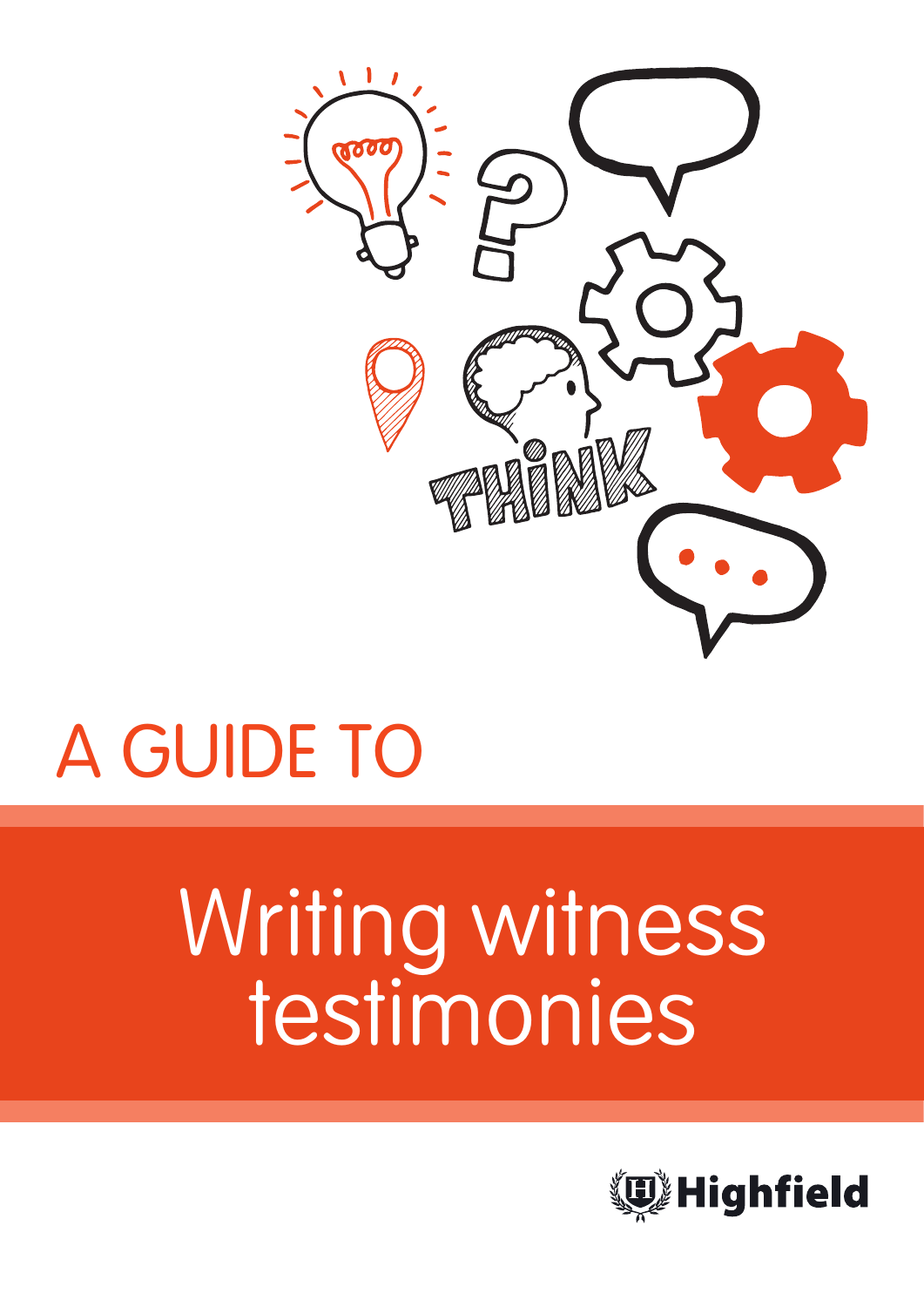# A GUIDE TO

# Writing witness testimonies

Highfield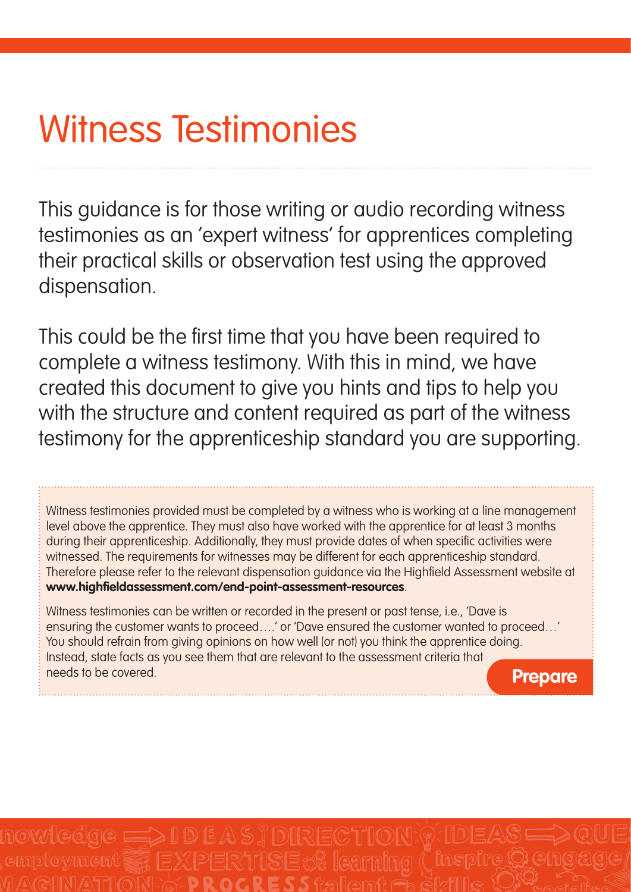# Witness Testimonies

This guidance is for those writing or audio recording witness testimonies as an 'expert witness' for apprentices completing their practical skills or observation test using the approved dispensation.

This could be the first time that you have been required to complete a witness testimony. With this in mind, we have created this document to give you hints and tips to help you with the structure and content required as part of the witness testimony for the apprenticeship standard you are supporting.

Witness testimonies provided must be completed by a witness who is working at a line management level above the apprentice. They must also have worked with the apprentice for at least 3 months during their apprenticeship. Additionally, they must provide dates of when specific activities were witnessed. The requirements for witnesses may be different for each apprenticeship standard. Therefore please refer to the relevant dispensation guidance via the Highfield Assessment website at **www.highfieldassessment.com/end-point-assessment-resources**.

Witness testimonies can be written or recorded in the present or past tense, i.e., 'Dave is ensuring the customer wants to proceed….' or 'Dave ensured the customer wanted to proceed…' You should refrain from giving opinions on how well (or not) you think the apprentice doing. Instead, state facts as you see them that are relevant to the assessment criteria that needs to be covered.

**Prepare**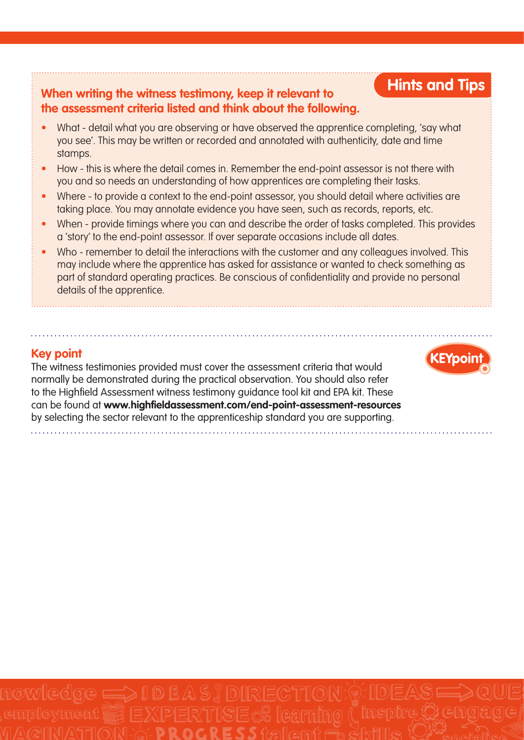## Hints and Tips

**When writing the witness testimony, keep it relevant to the assessment criteria listed and think about the following.**

- What - detail what you are observing or have observed the apprentice completing, 'say what you see'. This may be written or recorded and annotated with authenticity, date and time stamps.
- How - this is where the detail comes in. Remember the end-point assessor is not there with you and so needs an understanding of how apprentices are completing their tasks.
- Where - to provide a context to the end-point assessor, you should detail where activities are taking place. You may annotate evidence you have seen, such as records, reports, etc.
- When - provide timings where you can and describe the order of tasks completed. This provides a 'story' to the end-point assessor. If over separate occasions include all dates.
- Who - remember to detail the interactions with the customer and any colleagues involved. This may include where the apprentice has asked for assistance or wanted to check something as part of standard operating practices. Be conscious of confidentiality and provide no personal details of the apprentice.

## Key point

The witness testimonies provided must cover the assessment criteria that would normally be demonstrated during the practical observation. You should also refer to the Highfield Assessment witness testimony guidance tool kit and EPA kit. These can be found at **www.highfieldassessment.com/end-point-assessment-resources** by selecting the sector relevant to the apprenticeship standard you are supporting.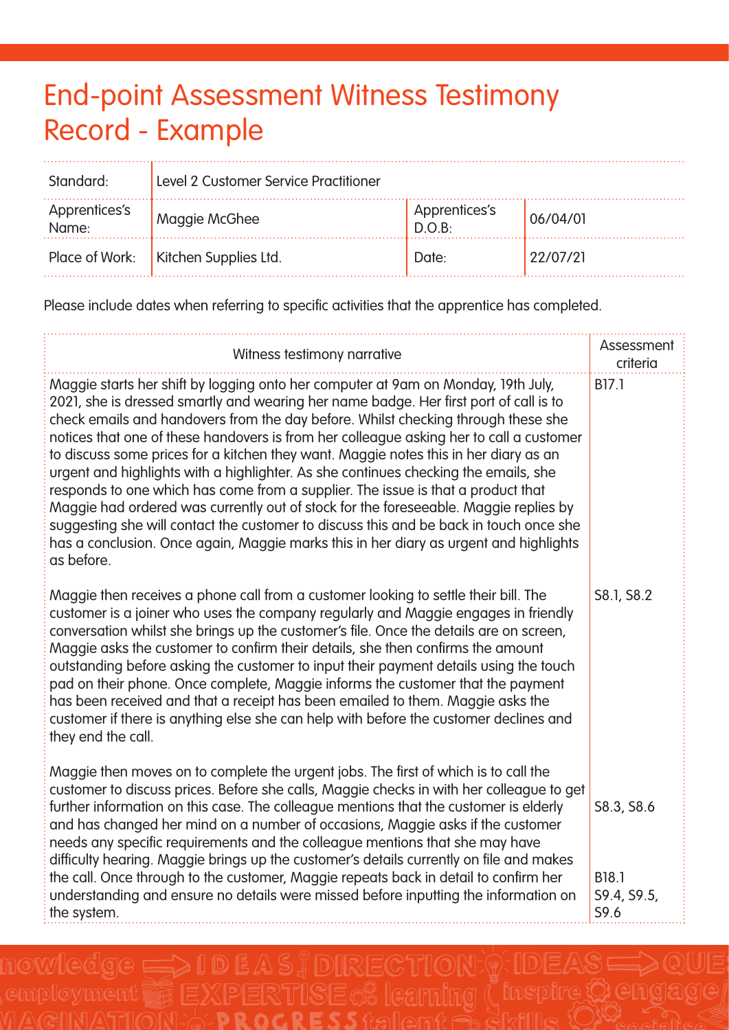# End-point Assessment Witness Testimony Record - Example

| Standard: | Level 2 Customer Service Practitioner | | |
|---|---|---|---|
| Apprentices's Name: | Maggie McGhee | Apprentices's D.O.B: | 06/04/01 |
| Place of Work: | Kitchen Supplies Ltd. | Date: | 22/07/21 |

Please include dates when referring to specific activities that the apprentice has completed.

| Witness testimony narrative | Assessment criteria |
|---|---|
| Maggie starts her shift by logging onto her computer at 9am on Monday, 19th July, 2021, she is dressed smartly and wearing her name badge. Her first port of call is to check emails and handovers from the day before. Whilst checking through these she notices that one of these handovers is from her colleague asking her to call a customer to discuss some prices for a kitchen they want. Maggie notes this in her diary as an urgent and highlights with a highlighter. As she continues checking the emails, she responds to one which has come from a supplier. The issue is that a product that Maggie had ordered was currently out of stock for the foreseeable. Maggie replies by suggesting she will contact the customer to discuss this and be back in touch once she has a conclusion. Once again, Maggie marks this in her diary as urgent and highlights as before. | B17.1 |
| Maggie then receives a phone call from a customer looking to settle their bill. The customer is a joiner who uses the company regularly and Maggie engages in friendly conversation whilst she brings up the customer's file. Once the details are on screen, Maggie asks the customer to confirm their details, she then confirms the amount outstanding before asking the customer to input their payment details using the touch pad on their phone. Once complete, Maggie informs the customer that the payment has been received and that a receipt has been emailed to them. Maggie asks the customer if there is anything else she can help with before the customer declines and they end the call. | S8.1, S8.2 |
| Maggie then moves on to complete the urgent jobs. The first of which is to call the customer to discuss prices. Before she calls, Maggie checks in with her colleague to get further information on this case. The colleague mentions that the customer is elderly and has changed her mind on a number of occasions, Maggie asks if the customer needs any specific requirements and the colleague mentions that she may have difficulty hearing. Maggie brings up the customer's details currently on file and makes the call. Once through to the customer, Maggie repeats back in detail to confirm her understanding and ensure no details were missed before inputting the information on the system. | S8.3, S8.6<br><br>B18.1<br>S9.4, S9.5, S9.6 |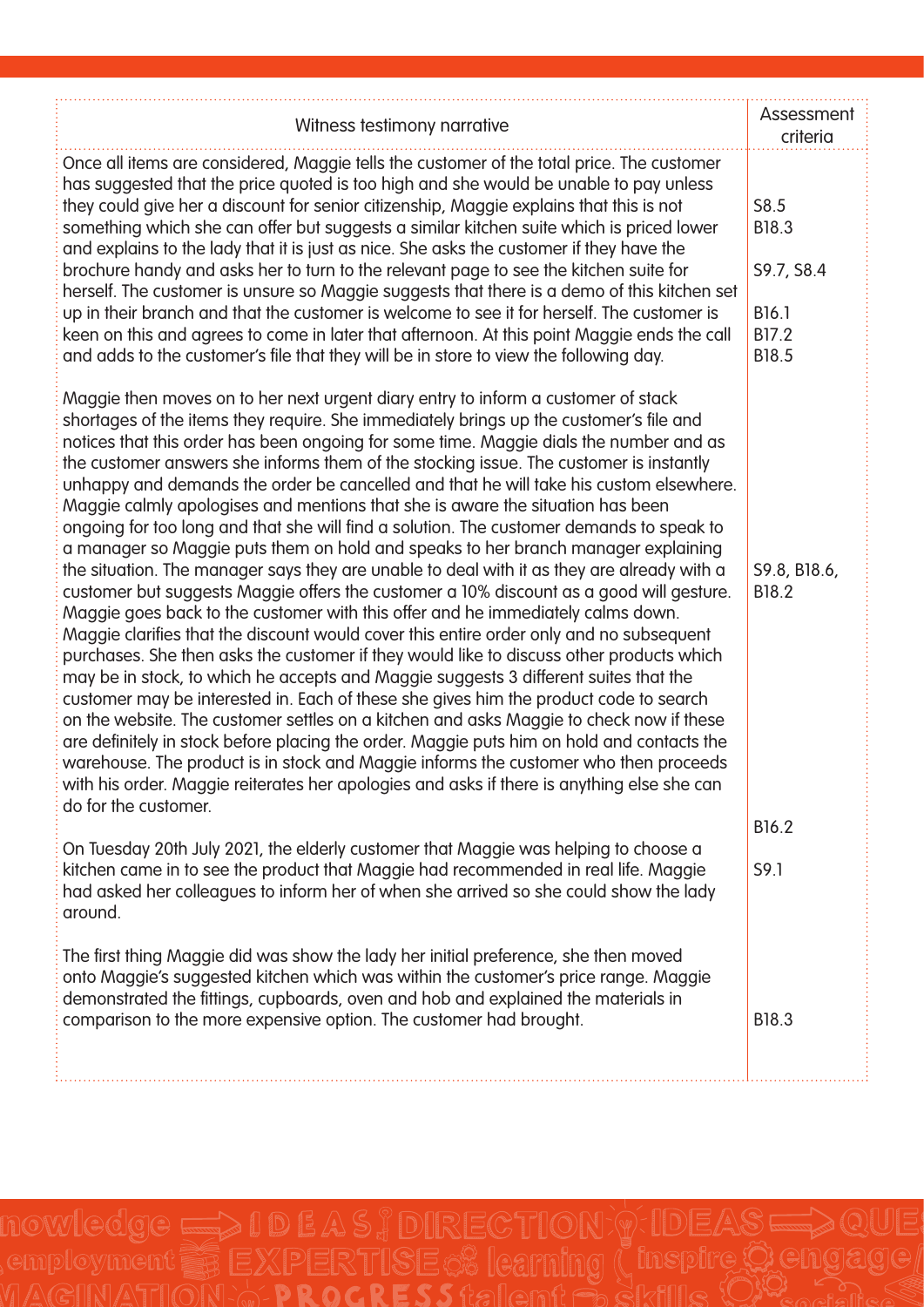| Witness testimony narrative | Assessment criteria |
|---|---|
| Once all items are considered, Maggie tells the customer of the total price. The customer has suggested that the price quoted is too high and she would be unable to pay unless they could give her a discount for senior citizenship, Maggie explains that this is not something which she can offer but suggests a similar kitchen suite which is priced lower and explains to the lady that it is just as nice. She asks the customer if they have the brochure handy and asks her to turn to the relevant page to see the kitchen suite for herself. The customer is unsure so Maggie suggests that there is a demo of this kitchen set up in their branch and that the customer is welcome to see it for herself. The customer is keen on this and agrees to come in later that afternoon. At this point Maggie ends the call and adds to the customer's file that they will be in store to view the following day. | S8.5<br>B18.3<br>S9.7, S8.4<br>B16.1<br>B17.2<br>B18.5 |
| Maggie then moves on to her next urgent diary entry to inform a customer of stack shortages of the items they require. She immediately brings up the customer's file and notices that this order has been ongoing for some time. Maggie dials the number and as the customer answers she informs them of the stocking issue. The customer is instantly unhappy and demands the order be cancelled and that he will take his custom elsewhere. Maggie calmly apologises and mentions that she is aware the situation has been ongoing for too long and that she will find a solution. The customer demands to speak to a manager so Maggie puts them on hold and speaks to her branch manager explaining the situation. The manager says they are unable to deal with it as they are already with a customer but suggests Maggie offers the customer a 10% discount as a good will gesture. Maggie goes back to the customer with this offer and he immediately calms down. Maggie clarifies that the discount would cover this entire order only and no subsequent purchases. She then asks the customer if they would like to discuss other products which may be in stock, to which he accepts and Maggie suggests 3 different suites that the customer may be interested in. Each of these she gives him the product code to search on the website. The customer settles on a kitchen and asks Maggie to check now if these are definitely in stock before placing the order. Maggie puts him on hold and contacts the warehouse. The product is in stock and Maggie informs the customer who then proceeds with his order. Maggie reiterates her apologies and asks if there is anything else she can do for the customer. | S9.8, B18.6, B18.2 |
| On Tuesday 20th July 2021, the elderly customer that Maggie was helping to choose a kitchen came in to see the product that Maggie had recommended in real life. Maggie had asked her colleagues to inform her of when she arrived so she could show the lady around. | B16.2<br>S9.1 |
| The first thing Maggie did was show the lady her initial preference, she then moved onto Maggie's suggested kitchen which was within the customer's price range. Maggie demonstrated the fittings, cupboards, oven and hob and explained the materials in comparison to the more expensive option. The customer had brought. | B18.3 |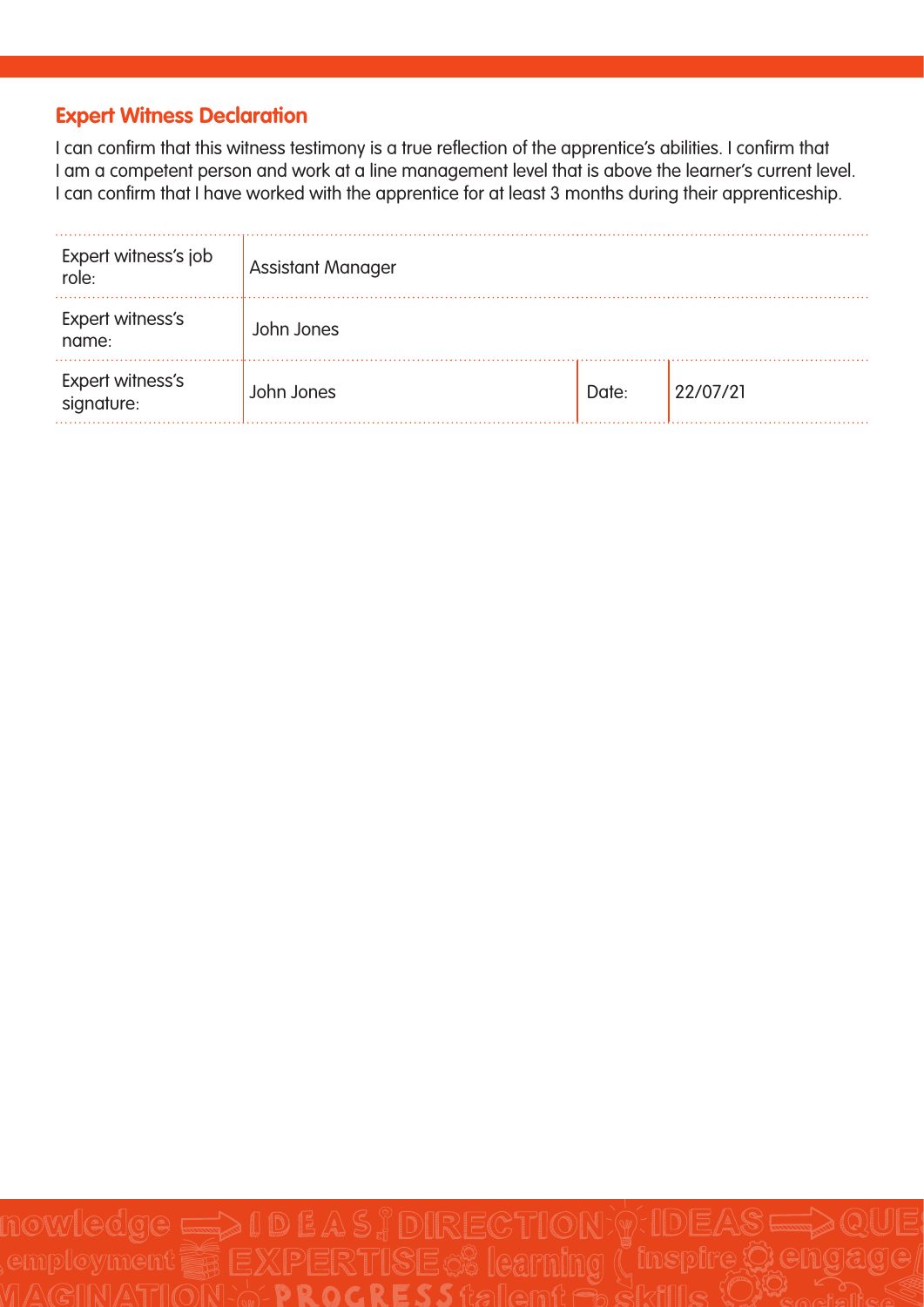## Expert Witness Declaration

I can confirm that this witness testimony is a true reflection of the apprentice's abilities. I confirm that I am a competent person and work at a line management level that is above the learner's current level. I can confirm that I have worked with the apprentice for at least 3 months during their apprenticeship.

| | | | |
|---|---|---|---|
| Expert witness's job role: | Assistant Manager | | |
| Expert witness's name: | John Jones | | |
| Expert witness's signature: | John Jones | Date: | 22/07/21 |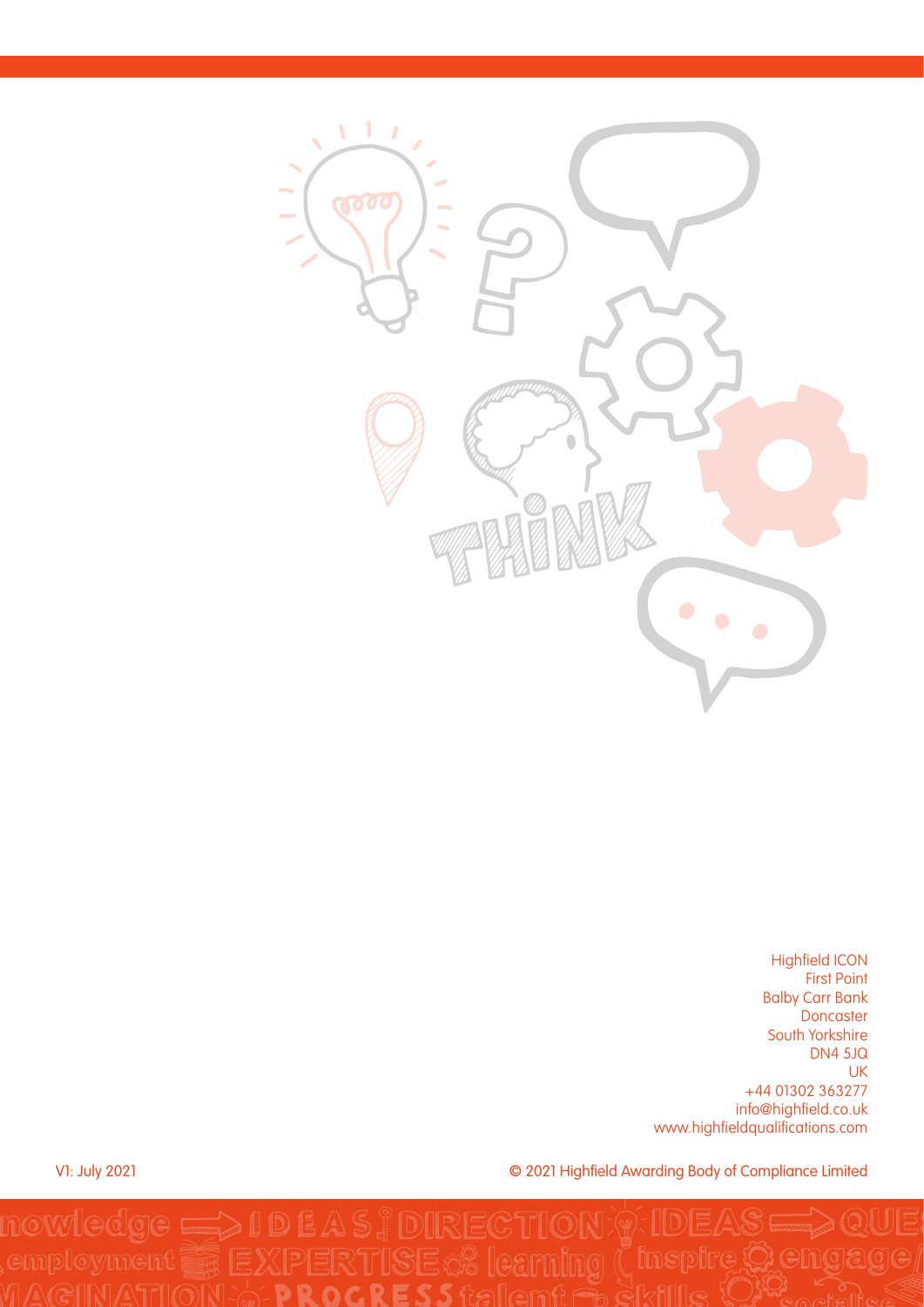Highfield ICON
First Point
Balby Carr Bank
Doncaster
South Yorkshire
DN4 5JQ
UK
+44 01302 363277
info@highfield.co.uk
www.highfieldqualifications.com

V1: July 2021

© 2021 Highfield Awarding Body of Compliance Limited